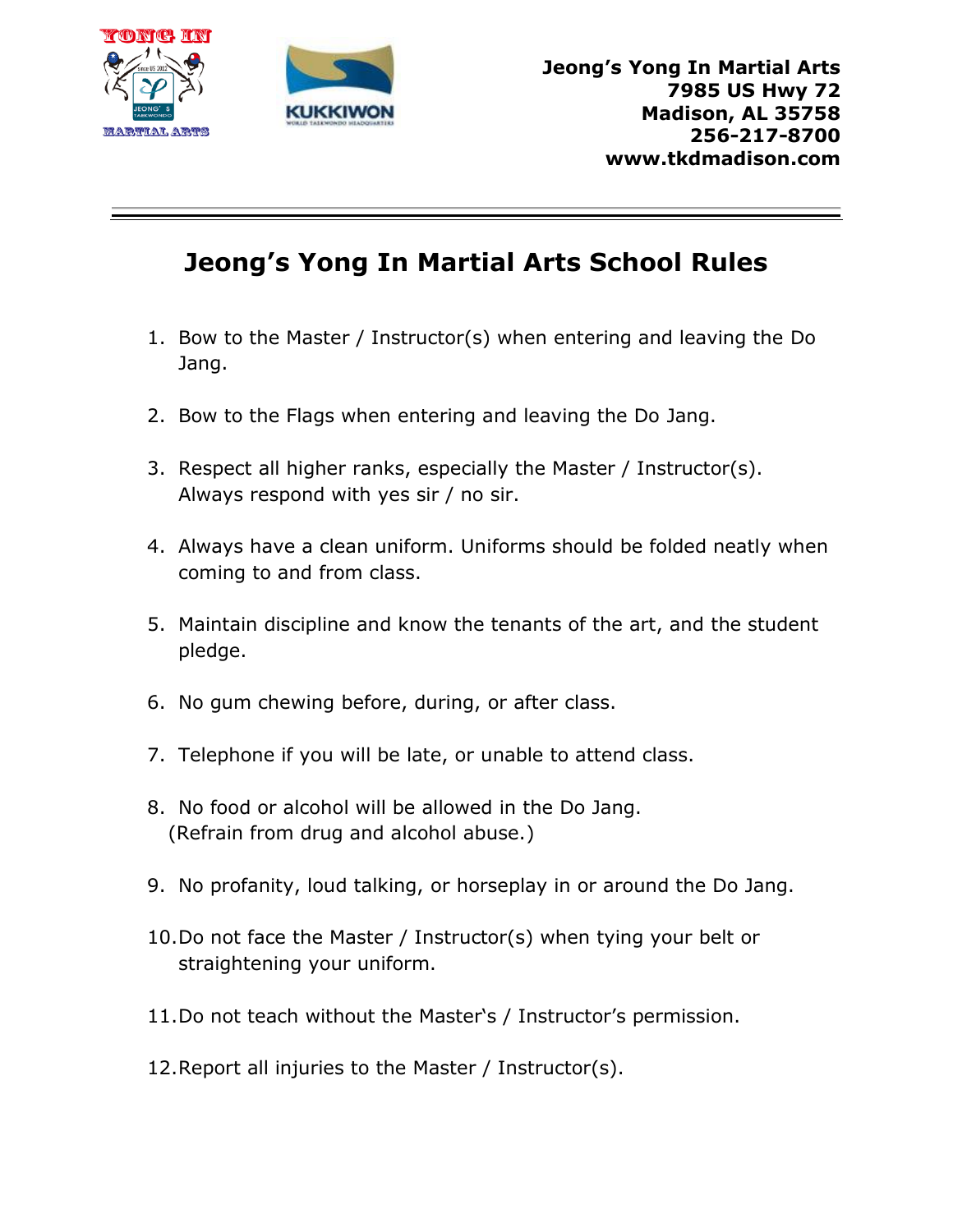Jeong's Yong In Martial Arts
7985 US Hwy 72
Madison, AL 35758
256-217-8700
www.tkdmadison.com

# Jeong's Yong In Martial Arts School Rules

1. Bow to the Master / Instructor(s) when entering and leaving the Do Jang.
2. Bow to the Flags when entering and leaving the Do Jang.
3. Respect all higher ranks, especially the Master / Instructor(s). Always respond with yes sir / no sir.
4. Always have a clean uniform. Uniforms should be folded neatly when coming to and from class.
5. Maintain discipline and know the tenants of the art, and the student pledge.
6. No gum chewing before, during, or after class.
7. Telephone if you will be late, or unable to attend class.
8. No food or alcohol will be allowed in the Do Jang. (Refrain from drug and alcohol abuse.)
9. No profanity, loud talking, or horseplay in or around the Do Jang.
10. Do not face the Master / Instructor(s) when tying your belt or straightening your uniform.
11. Do not teach without the Master's / Instructor's permission.
12. Report all injuries to the Master / Instructor(s).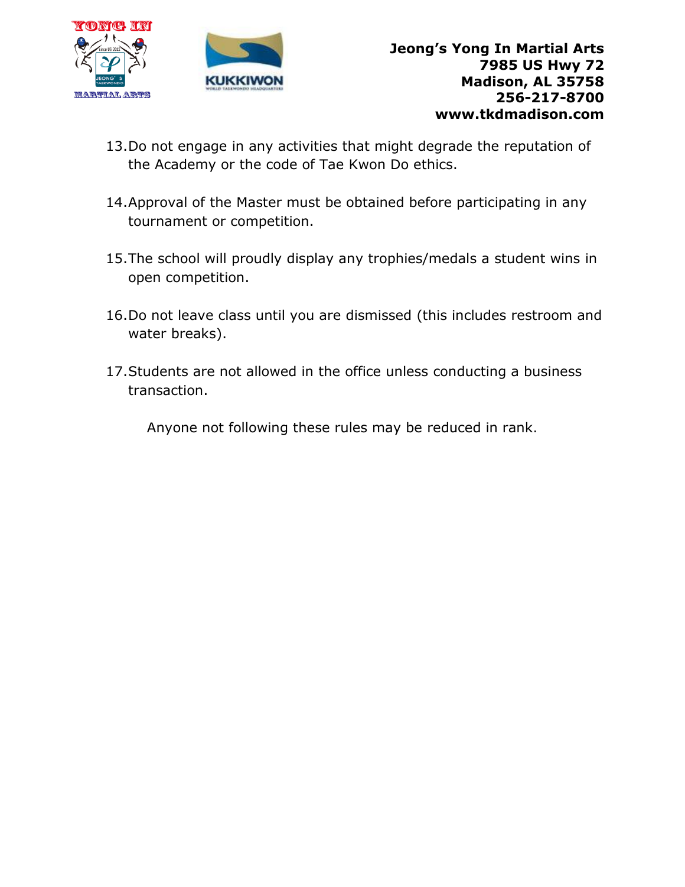13. Do not engage in any activities that might degrade the reputation of the Academy or the code of Tae Kwon Do ethics.

14. Approval of the Master must be obtained before participating in any tournament or competition.

15. The school will proudly display any trophies/medals a student wins in open competition.

16. Do not leave class until you are dismissed (this includes restroom and water breaks).

17. Students are not allowed in the office unless conducting a business transaction.

Anyone not following these rules may be reduced in rank.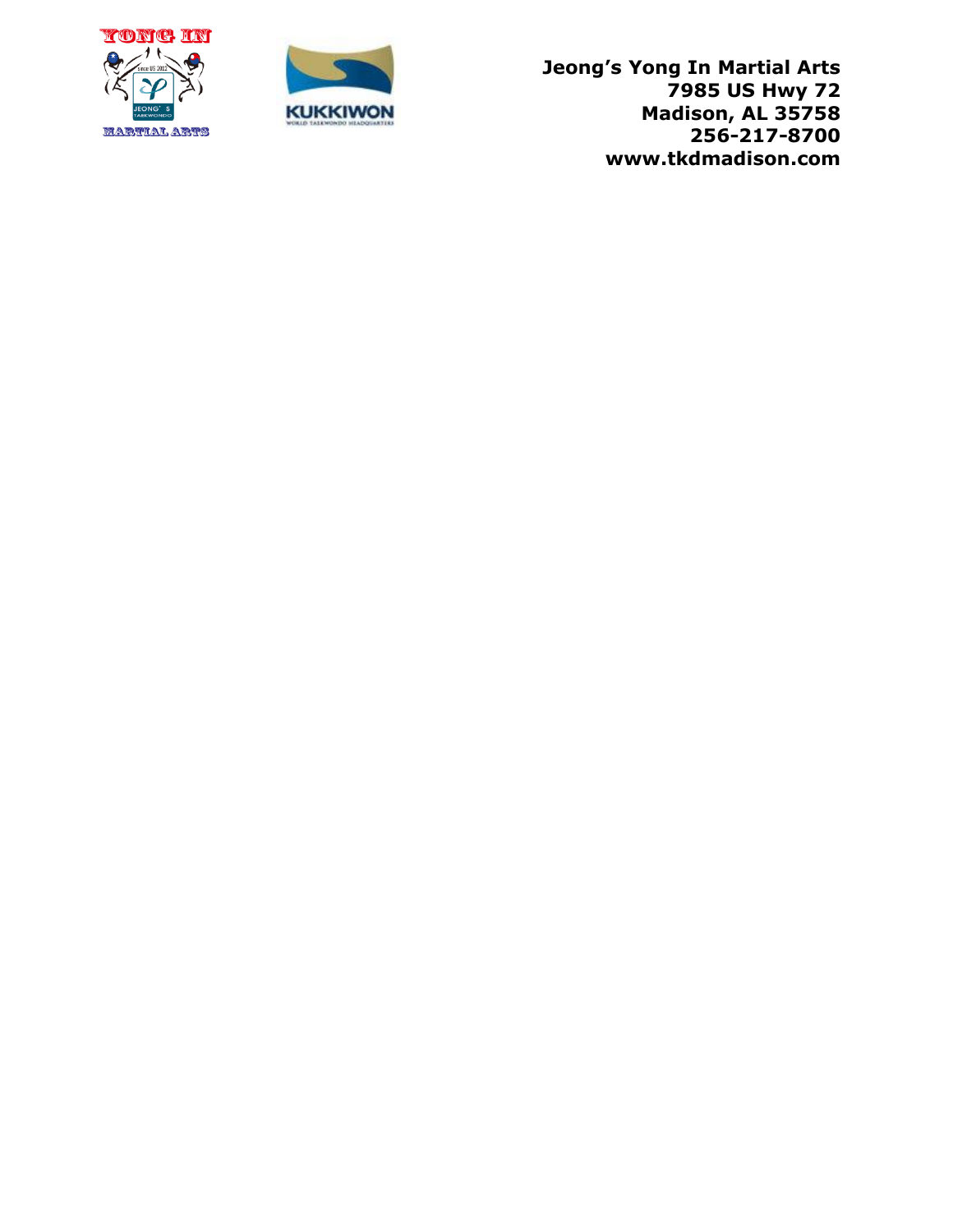**Jeong's Yong In Martial Arts**
**7985 US Hwy 72**
**Madison, AL 35758**
**256-217-8700**
**www.tkdmadison.com**